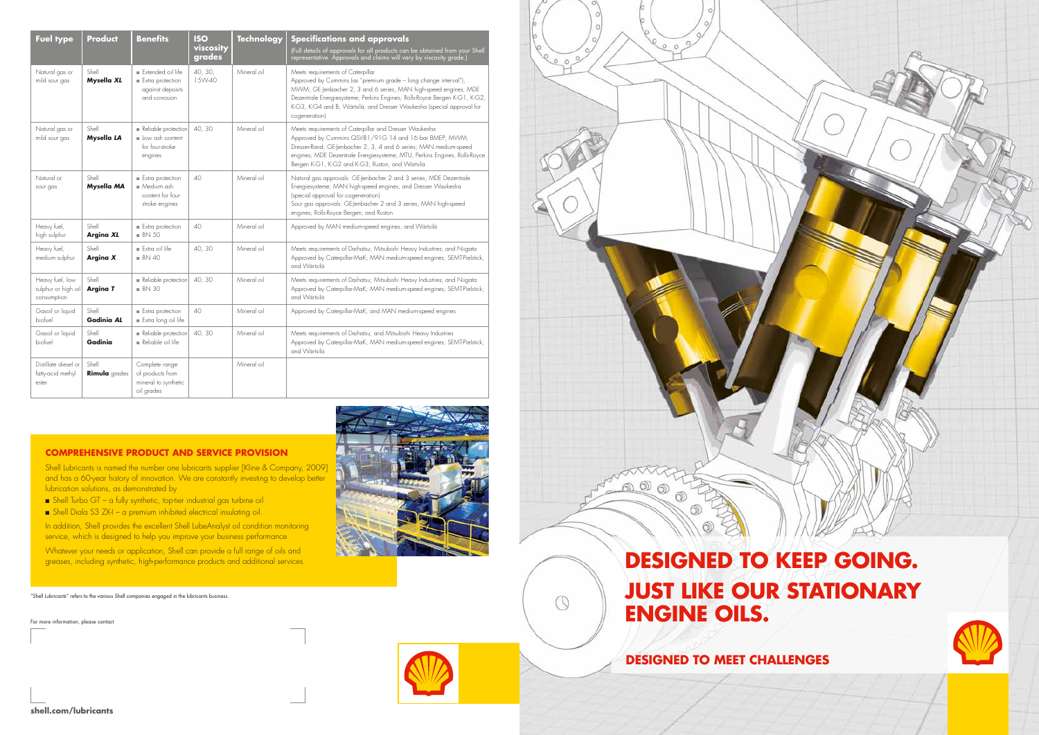| Fuel type | Product | Benefits | ISO viscosity grades | Technology | Specifications and approvals (Full details of approvals for all products can be obtained from your Shell representative. Approvals and claims will vary by viscosity grade.) |
|---|---|---|---|---|---|
| Natural gas or mild sour gas | Shell **Mysella *XL*** | ■ Extended oil life ■ Extra protection against deposits and corrosion | 40, 30, 15W-40 | Mineral oil | Meets requirements of Caterpillar Approved by Cummins (as "premium grade – long change interval"); MWM; GE Jenbacher 2, 3 and 6 series; MAN high-speed engines; MDE Dezentrale Energiesysteme; Perkins Engines; Rolls-Royce Bergen K-G1, K-G2, K-G3, K-G4 and B; Wärtsilä; and Dresser Waukesha (special approval for cogeneration) |
| Natural gas or mild sour gas | Shell **Mysella *LA*** | ■ Reliable protection ■ Low ash content for four-stroke engines | 40, 30 | Mineral oil | Meets requirements of Caterpillar and Dresser Waukesha Approved by Cummins QSV81/91G 14 and 16 bar BMEP; MWM; Dresser-Rand; GE Jenbacher 2, 3, 4 and 6 series; MAN medium-speed engines; MDE Dezentrale Energiesysteme; MTU; Perkins Engines; Rolls-Royce Bergen K-G1, K-G2 and K-G3; Ruston; and Wärtsilä |
| Natural or sour gas | Shell **Mysella *MA*** | ■ Extra protection ■ Medium ash content for four-stroke engines | 40 | Mineral oil | Natural gas approvals: GE Jenbacher 2 and 3 series; MDE Dezentrale Energiesysteme; MAN high-speed engines; and Dresser Waukesha (special approval for cogeneration) Sour gas approvals: GE Jenbacher 2 and 3 series; MAN high-speed engines; Rolls-Royce Bergen; and Ruston |
| Heavy fuel, high sulphur | Shell **Argina *XL*** | ■ Extra protection ■ BN 50 | 40 | Mineral oil | Approved by MAN medium-speed engines; and Wärtsilä |
| Heavy fuel, medium sulphur | Shell **Argina *X*** | ■ Extra oil life ■ BN 40 | 40, 30 | Mineral oil | Meets requirements of Daihatsu; Mitsubishi Heavy Industries; and Niigata Approved by Caterpillar-MaK; MAN medium-speed engines; SEMT-Pielstick; and Wärtsilä |
| Heavy fuel, low sulphur or high oil consumption | Shell **Argina *T*** | ■ Reliable protection ■ BN 30 | 40, 30 | Mineral oil | Meets requirements of Daihatsu; Mitsubishi Heavy Industries; and Niigata Approved by Caterpillar-MaK; MAN medium-speed engines; SEMT-Pielstick; and Wärtsilä |
| Gasoil or liquid biofuel | Shell **Gadinia *AL*** | ■ Extra protection ■ Extra long oil life | 40 | Mineral oil | Approved by Caterpillar-MaK; and MAN medium-speed engines |
| Gasoil or liquid biofuel | Shell **Gadinia** | ■ Reliable protection ■ Reliable oil life | 40, 30 | Mineral oil | Meets requirements of Daihatsu; and Mitsubishi Heavy Industries Approved by Caterpillar-MaK; MAN medium-speed engines; SEMT-Pielstick; and Wärtsilä |
| Distillate diesel or fatty-acid methyl ester | Shell **Rimula** grades | Complete range of products from mineral to synthetic oil grades | | Mineral oil | |

## COMPREHENSIVE PRODUCT AND SERVICE PROVISION

Shell Lubricants is named the number one lubricants supplier [Kline & Company, 2009] and has a 60-year history of innovation. We are constantly investing to develop better lubrication solutions, as demonstrated by

- Shell Turbo GT – a fully synthetic, top-tier industrial gas turbine oil
- Shell Diala S3 ZX-I – a premium inhibited electrical insulating oil.

In addition, Shell provides the excellent Shell LubeAnalyst oil condition monitoring service, which is designed to help you improve your business performance.

Whatever your needs or application, Shell can provide a full range of oils and greases, including synthetic, high-performance products and additional services.

"Shell Lubricants" refers to the various Shell companies engaged in the lubricants business.

For more information, please contact

**shell.com/lubricants**

# DESIGNED TO KEEP GOING. JUST LIKE OUR STATIONARY ENGINE OILS.

## DESIGNED TO MEET CHALLENGES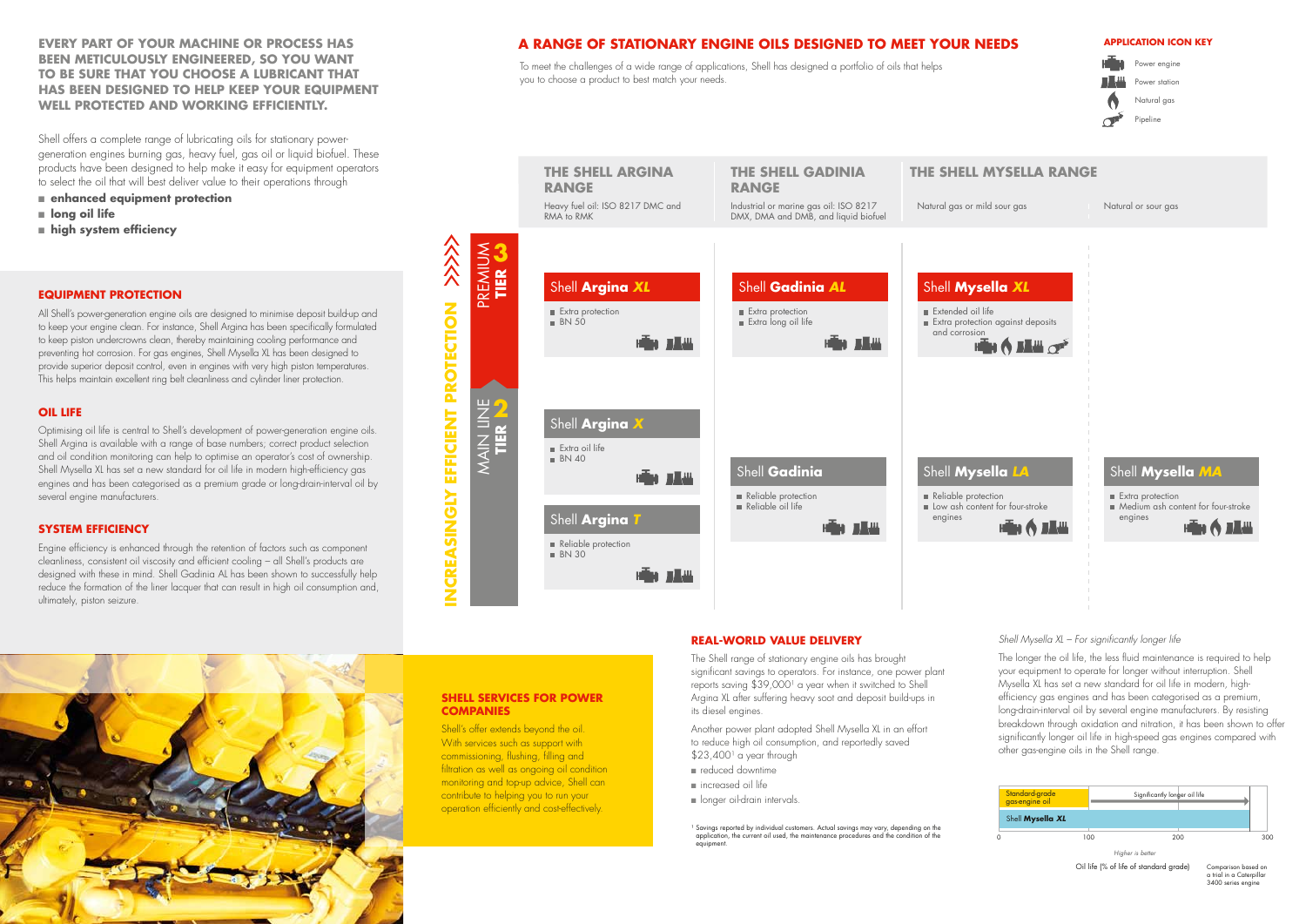**EVERY PART OF YOUR MACHINE OR PROCESS HAS BEEN METICULOUSLY ENGINEERED, SO YOU WANT TO BE SURE THAT YOU CHOOSE A LUBRICANT THAT HAS BEEN DESIGNED TO HELP KEEP YOUR EQUIPMENT WELL PROTECTED AND WORKING EFFICIENTLY.**

Shell offers a complete range of lubricating oils for stationary power-generation engines burning gas, heavy fuel, gas oil or liquid biofuel. These products have been designed to help make it easy for equipment operators to select the oil that will best deliver value to their operations through

- **enhanced equipment protection**
- **long oil life**
- **high system efficiency**

### EQUIPMENT PROTECTION

All Shell's power-generation engine oils are designed to minimise deposit build-up and to keep your engine clean. For instance, Shell Argina has been specifically formulated to keep piston undercrowns clean, thereby maintaining cooling performance and preventing hot corrosion. For gas engines, Shell Mysella XL has been designed to provide superior deposit control, even in engines with very high piston temperatures. This helps maintain excellent ring belt cleanliness and cylinder liner protection.

### OIL LIFE

Optimising oil life is central to Shell's development of power-generation engine oils. Shell Argina is available with a range of base numbers; correct product selection and oil condition monitoring can help to optimise an operator's cost of ownership. Shell Mysella XL has set a new standard for oil life in modern high-efficiency gas engines and has been categorised as a premium grade or long-drain-interval oil by several engine manufacturers.

### SYSTEM EFFICIENCY

Engine efficiency is enhanced through the retention of factors such as component cleanliness, consistent oil viscosity and efficient cooling – all Shell's products are designed with these in mind. Shell Gadinia AL has been shown to successfully help reduce the formation of the liner lacquer that can result in high oil consumption and, ultimately, piston seizure.

## A RANGE OF STATIONARY ENGINE OILS DESIGNED TO MEET YOUR NEEDS

To meet the challenges of a wide range of applications, Shell has designed a portfolio of oils that helps you to choose a product to best match your needs.

**APPLICATION ICON KEY**

- Power engine
- Power station
- Natural gas
- Pipeline

INCREASINGLY EFFICIENT PROTECTION

| | THE SHELL ARGINA RANGE<br>Heavy fuel oil: ISO 8217 DMC and RMA to RMK | THE SHELL GADINIA RANGE<br>Industrial or marine gas oil: ISO 8217 DMX, DMA and DMB, and liquid biofuel | THE SHELL MYSELLA RANGE<br>Natural gas or mild sour gas | <br>Natural or sour gas |
|---|---|---|---|---|
| PREMIUM TIER 3 | **Shell Argina XL**<br>Extra protection<br>BN 50<br>(Power engine, Power station) | **Shell Gadinia AL**<br>Extra protection<br>Extra long oil life<br>(Power engine, Power station) | **Shell Mysella XL**<br>Extended oil life<br>Extra protection against deposits and corrosion<br>(Power engine, Natural gas, Power station, Pipeline) | |
| MAIN LINE TIER 2 | **Shell Argina X**<br>Extra oil life<br>BN 40<br>(Power engine, Power station)<br><br>**Shell Argina T**<br>Reliable protection<br>BN 30<br>(Power engine, Power station) | **Shell Gadinia**<br>Reliable protection<br>Reliable oil life<br>(Power engine, Power station) | **Shell Mysella LA**<br>Reliable protection<br>Low ash content for four-stroke engines<br>(Power engine, Natural gas, Power station) | **Shell Mysella MA**<br>Extra protection<br>Medium ash content for four-stroke engines<br>(Power engine, Natural gas, Power station) |

### SHELL SERVICES FOR POWER COMPANIES

Shell's offer extends beyond the oil. With services such as support with commissioning, flushing, filling and filtration as well as ongoing oil condition monitoring and top-up advice, Shell can contribute to helping you to run your operation efficiently and cost-effectively.

### REAL-WORLD VALUE DELIVERY

The Shell range of stationary engine oils has brought significant savings to operators. For instance, one power plant reports saving $39,000[1] a year when it switched to Shell Argina XL after suffering heavy soot and deposit build-ups in its diesel engines.

Another power plant adopted Shell Mysella XL in an effort to reduce high oil consumption, and reportedly saved $23,400[1] a year through

- reduced downtime
- increased oil life
- longer oil-drain intervals.

[1] Savings reported by individual customers. Actual savings may vary, depending on the application, the current oil used, the maintenance procedures and the condition of the equipment.

*Shell Mysella XL – For significantly longer life*

The longer the oil life, the less fluid maintenance is required to help your equipment to operate for longer without interruption. Shell Mysella XL has set a new standard for oil life in modern, high-efficiency gas engines and has been categorised as a premium, long-drain-interval oil by several engine manufacturers. By resisting breakdown through oxidation and nitration, it has been shown to offer significantly longer oil life in high-speed gas engines compared with other gas-engine oils in the Shell range.

Standard-grade gas-engine oil
Significantly longer oil life
Shell **Mysella XL**
0 100 200 300
*Higher is better*
Oil life (% of life of standard grade)
Comparison based on a trial in a Caterpillar 3400 series engine